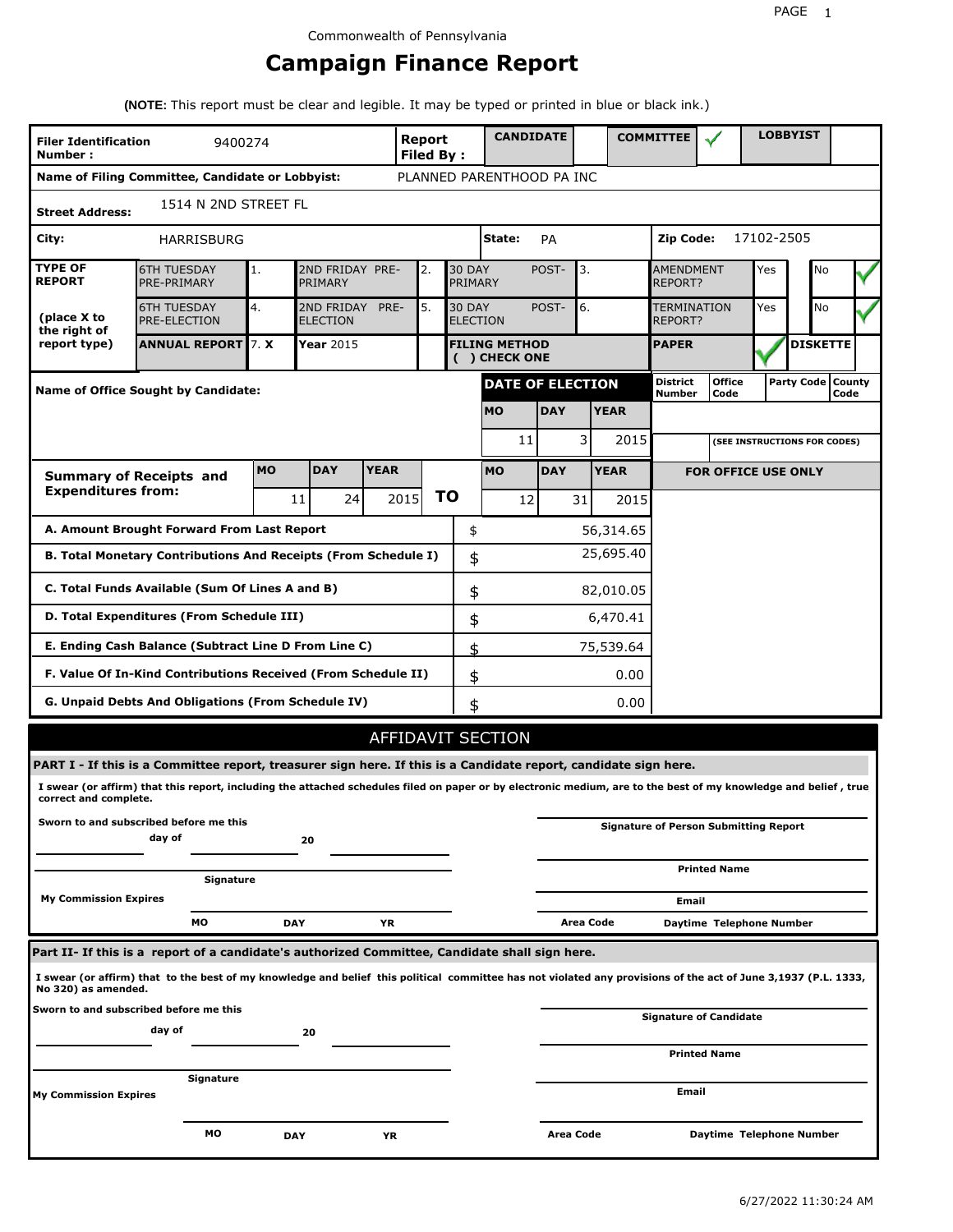Commonwealth of Pennsylvania

# Campaign Finance Report

**(NOTE:** This report must be clear and legible. It may be typed or printed in blue or black ink.)

| **Filer Identification Number :** | 9400274 | **Report Filed By :** | **CANDIDATE** | | **COMMITTEE** | ✓ | **LOBBYIST** | |
|---|---|---|---|---|---|---|---|---|

**Name of Filing Committee, Candidate or Lobbyist:** PLANNED PARENTHOOD PA INC

**Street Address:** 1514 N 2ND STREET FL

**City:** HARRISBURG **State:** PA **Zip Code:** 17102-2505

| **TYPE OF REPORT** (place X to the right of report type) | | | | | | | | |
|---|---|---|---|---|---|---|---|---|
| 6TH TUESDAY PRE-PRIMARY | 1. | 2ND FRIDAY PRE-PRIMARY | 2. | 30 DAY POST-PRIMARY | 3. | AMENDMENT REPORT? | Yes | No ✓ |
| 6TH TUESDAY PRE-ELECTION | 4. | 2ND FRIDAY PRE-ELECTION | 5. | 30 DAY POST-ELECTION | 6. | TERMINATION REPORT? | Yes | No ✓ |
| **ANNUAL REPORT** | 7. **X** | **Year** 2015 | | **FILING METHOD ( ) CHECK ONE** | | **PAPER** ✓ | **DISKETTE** | |

**Name of Office Sought by Candidate:**

| **DATE OF ELECTION** | | | **District Number** | **Office Code** | **Party Code** | **County Code** |
|---|---|---|---|---|---|---|
| **MO** | **DAY** | **YEAR** | | | | |
| 11 | 3 | 2015 | | (SEE INSTRUCTIONS FOR CODES) | | |

| **Summary of Receipts and Expenditures from:** | **MO** | **DAY** | **YEAR** | | **MO** | **DAY** | **YEAR** |
|---|---|---|---|---|---|---|---|
| | 11 | 24 | 2015 | **TO** | 12 | 31 | 2015 |

**FOR OFFICE USE ONLY**

| | | |
|---|---|---|
| **A. Amount Brought Forward From Last Report** | $ | 56,314.65 |
| **B. Total Monetary Contributions And Receipts (From Schedule I)** | $ | 25,695.40 |
| **C. Total Funds Available (Sum Of Lines A and B)** | $ | 82,010.05 |
| **D. Total Expenditures (From Schedule III)** | $ | 6,470.41 |
| **E. Ending Cash Balance (Subtract Line D From Line C)** | $ | 75,539.64 |
| **F. Value Of In-Kind Contributions Received (From Schedule II)** | $ | 0.00 |
| **G. Unpaid Debts And Obligations (From Schedule IV)** | $ | 0.00 |

## AFFIDAVIT SECTION

**PART I - If this is a Committee report, treasurer sign here. If this is a Candidate report, candidate sign here.**

**I swear (or affirm) that this report, including the attached schedules filed on paper or by electronic medium, are to the best of my knowledge and belief , true correct and complete.**

**Sworn to and subscribed before me this** ________ **day of** ________ **20** ________

**Signature of Person Submitting Report**

**Printed Name**

**Signature**

**My Commission Expires**

**Email**

**MO** **DAY** **YR**

**Area Code** **Daytime Telephone Number**

**Part II- If this is a report of a candidate's authorized Committee, Candidate shall sign here.**

**I swear (or affirm) that to the best of my knowledge and belief this political committee has not violated any provisions of the act of June 3,1937 (P.L. 1333, No 320) as amended.**

**Sworn to and subscribed before me this** ________ **day of** ________ **20** ________

**Signature of Candidate**

**Printed Name**

**Signature**

**My Commission Expires**

**Email**

**MO** **DAY** **YR**

**Area Code** **Daytime Telephone Number**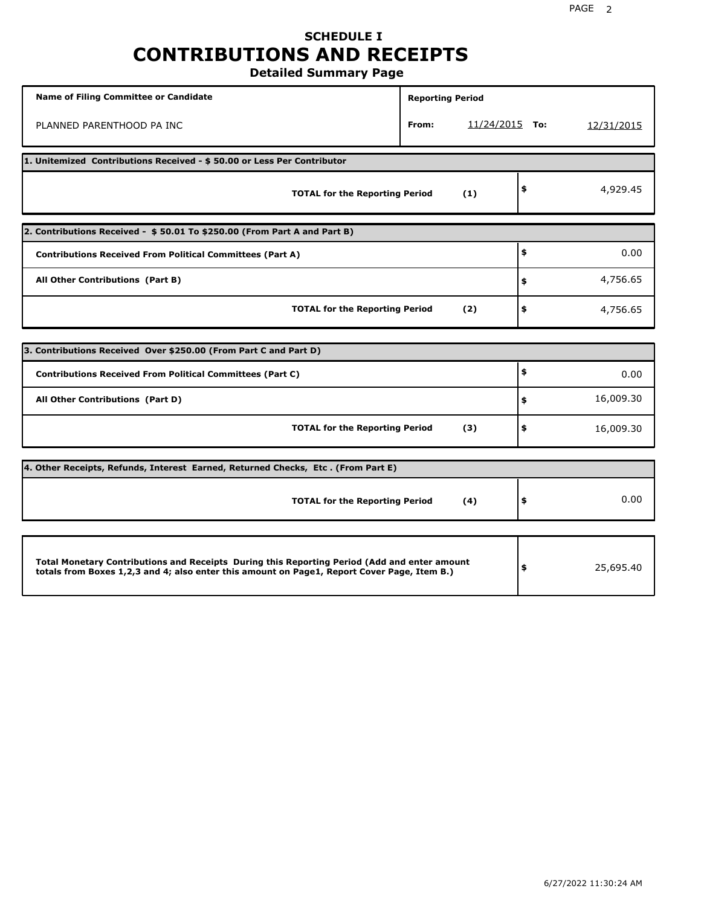## SCHEDULE I
# CONTRIBUTIONS AND RECEIPTS
### Detailed Summary Page

| Name of Filing Committee or Candidate | Reporting Period | |
|---|---|---|
| PLANNED PARENTHOOD PA INC | From: 11/24/2015 | To: 12/31/2015 |

**1. Unitemized Contributions Received - $ 50.00 or Less Per Contributor**

| | | |
|---|---|---|
| **TOTAL for the Reporting Period** | **(1)** | $ 4,929.45 |

**2. Contributions Received - $ 50.01 To $250.00 (From Part A and Part B)**

| | | |
|---|---|---|
| **Contributions Received From Political Committees (Part A)** | | $ 0.00 |
| **All Other Contributions (Part B)** | | $ 4,756.65 |
| **TOTAL for the Reporting Period** | **(2)** | $ 4,756.65 |

**3. Contributions Received Over $250.00 (From Part C and Part D)**

| | | |
|---|---|---|
| **Contributions Received From Political Committees (Part C)** | | $ 0.00 |
| **All Other Contributions (Part D)** | | $ 16,009.30 |
| **TOTAL for the Reporting Period** | **(3)** | $ 16,009.30 |

**4. Other Receipts, Refunds, Interest Earned, Returned Checks, Etc . (From Part E)**

| | | |
|---|---|---|
| **TOTAL for the Reporting Period** | **(4)** | $ 0.00 |

| | |
|---|---|
| **Total Monetary Contributions and Receipts During this Reporting Period (Add and enter amount totals from Boxes 1,2,3 and 4; also enter this amount on Page1, Report Cover Page, Item B.)** | $ 25,695.40 |

6/27/2022 11:30:24 AM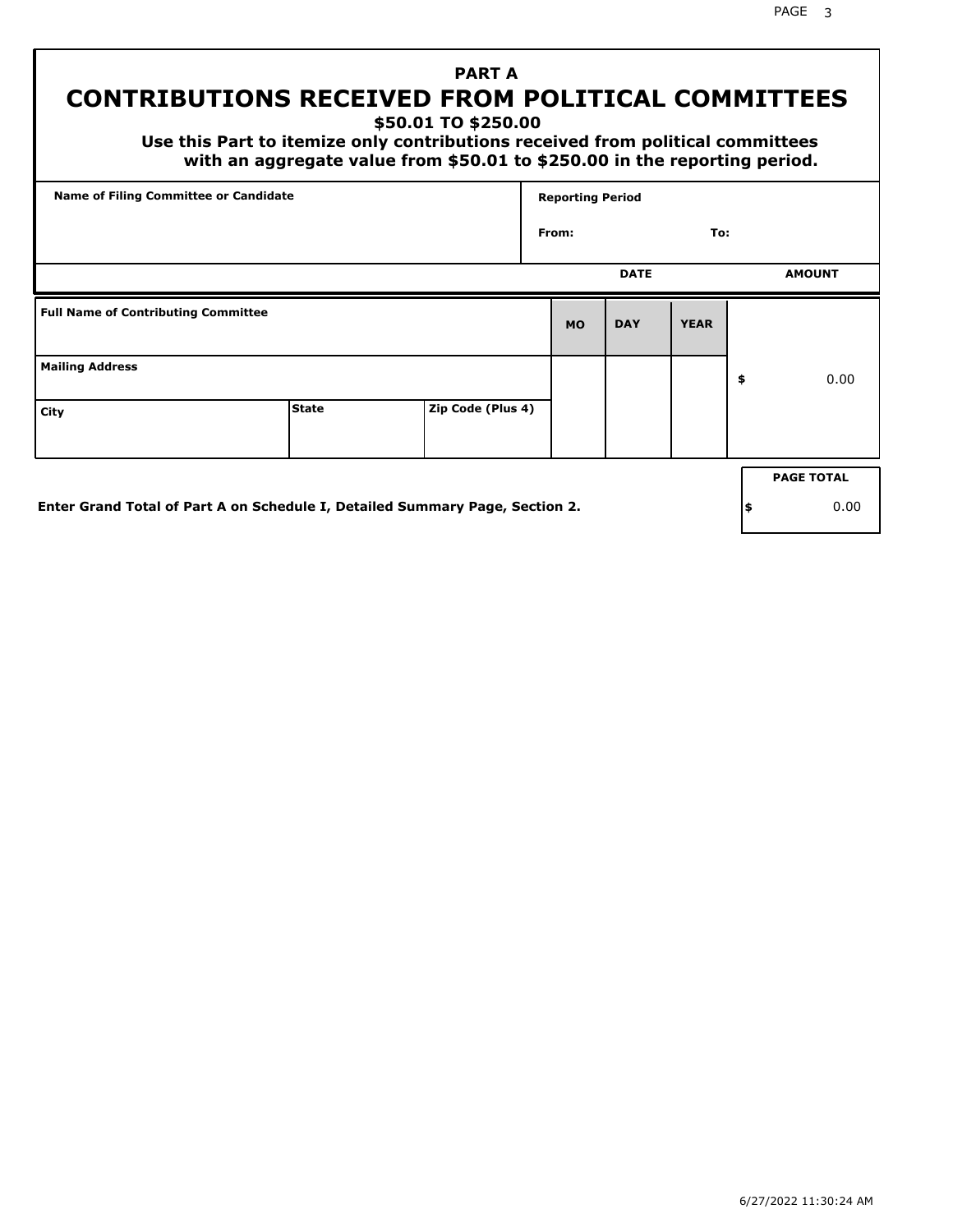## PART A

# CONTRIBUTIONS RECEIVED FROM POLITICAL COMMITTEES

**$50.01 TO $250.00**

**Use this Part to itemize only contributions received from political committees with an aggregate value from $50.01 to $250.00 in the reporting period.**

| Name of Filing Committee or Candidate | Reporting Period |
|---|---|
| | From: To: |

| Full Name of Contributing Committee | | | DATE MO | DAY | YEAR | AMOUNT |
|---|---|---|---|---|---|---|
| Mailing Address | | | | | | $ 0.00 |
| City | State | Zip Code (Plus 4) | | | | |

Enter Grand Total of Part A on Schedule I, Detailed Summary Page, Section 2.

| PAGE TOTAL |
|---|
| $ 0.00 |

6/27/2022 11:30:24 AM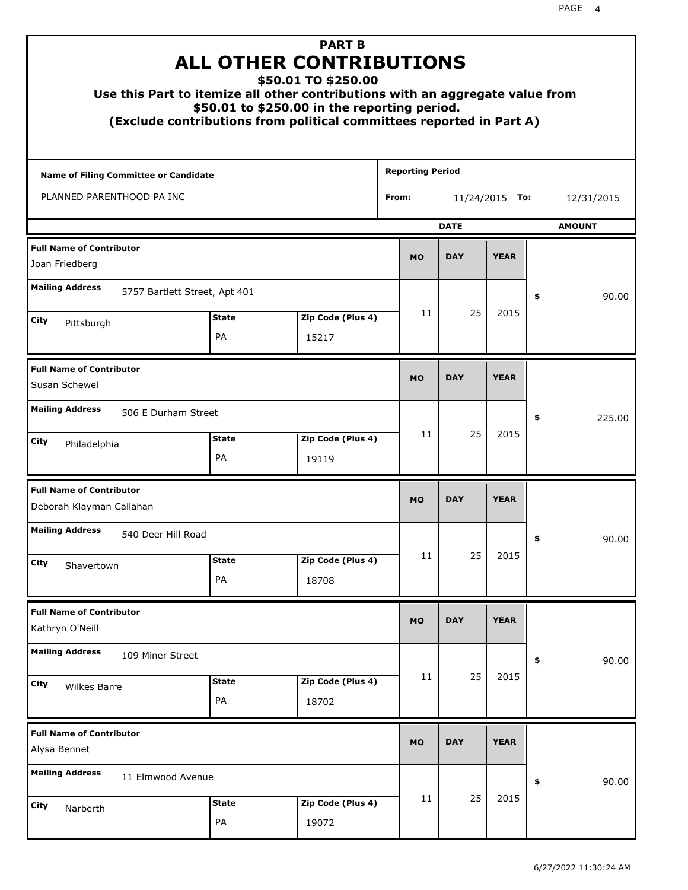# PART B
# ALL OTHER CONTRIBUTIONS
### $50.01 TO $250.00
### Use this Part to itemize all other contributions with an aggregate value from $50.01 to $250.00 in the reporting period.
### (Exclude contributions from political committees reported in Part A)

**Name of Filing Committee or Candidate:** PLANNED PARENTHOOD PA INC

**Reporting Period From:** 11/24/2015 **To:** 12/31/2015

| Full Name of Contributor | Mailing Address | City | State | Zip Code (Plus 4) | MO | DAY | YEAR | AMOUNT |
|---|---|---|---|---|---|---|---|---|
| Joan Friedberg | 5757 Bartlett Street, Apt 401 | Pittsburgh | PA | 15217 | 11 | 25 | 2015 | $ 90.00 |
| Susan Schewel | 506 E Durham Street | Philadelphia | PA | 19119 | 11 | 25 | 2015 | $ 225.00 |
| Deborah Klayman Callahan | 540 Deer Hill Road | Shavertown | PA | 18708 | 11 | 25 | 2015 | $ 90.00 |
| Kathryn O'Neill | 109 Miner Street | Wilkes Barre | PA | 18702 | 11 | 25 | 2015 | $ 90.00 |
| Alysa Bennet | 11 Elmwood Avenue | Narberth | PA | 19072 | 11 | 25 | 2015 | $ 90.00 |

6/27/2022 11:30:24 AM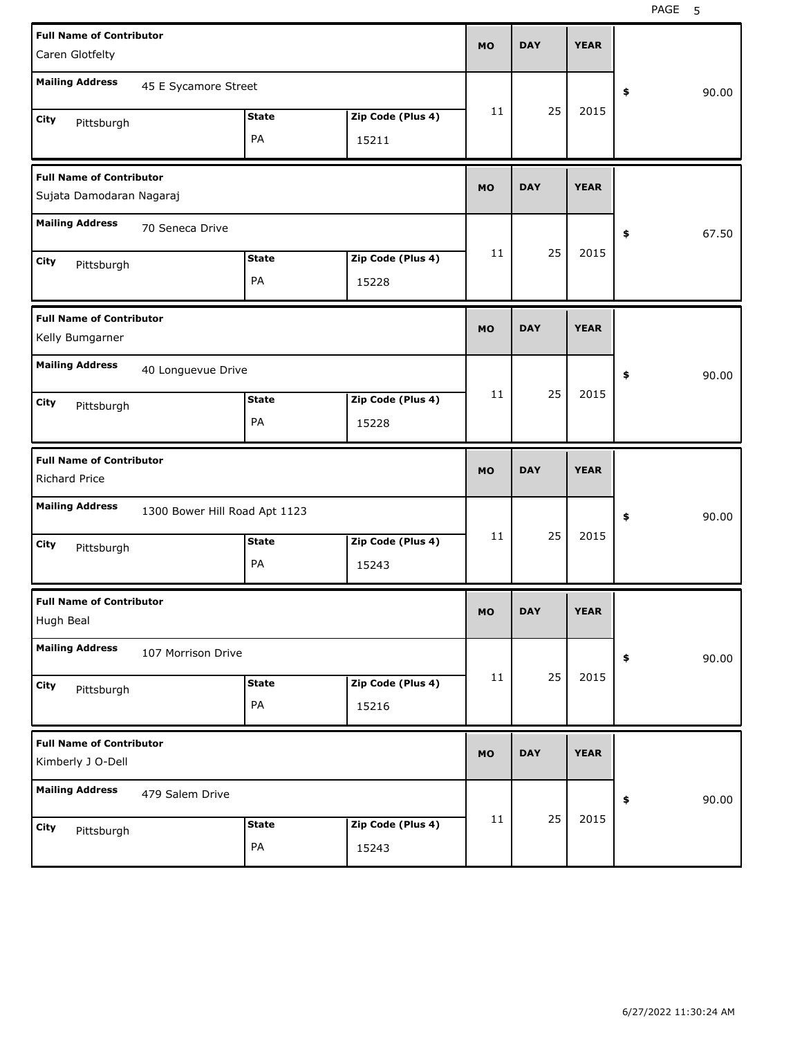| Full Name of Contributor | Mailing Address | City | State | Zip Code (Plus 4) | MO | DAY | YEAR | $ |
|---|---|---|---|---|---|---|---|---|
| Caren Glotfelty | 45 E Sycamore Street | Pittsburgh | PA | 15211 | 11 | 25 | 2015 | 90.00 |
| Sujata Damodaran Nagaraj | 70 Seneca Drive | Pittsburgh | PA | 15228 | 11 | 25 | 2015 | 67.50 |
| Kelly Bumgarner | 40 Longuevue Drive | Pittsburgh | PA | 15228 | 11 | 25 | 2015 | 90.00 |
| Richard Price | 1300 Bower Hill Road Apt 1123 | Pittsburgh | PA | 15243 | 11 | 25 | 2015 | 90.00 |
| Hugh Beal | 107 Morrison Drive | Pittsburgh | PA | 15216 | 11 | 25 | 2015 | 90.00 |
| Kimberly J O-Dell | 479 Salem Drive | Pittsburgh | PA | 15243 | 11 | 25 | 2015 | 90.00 |

6/27/2022 11:30:24 AM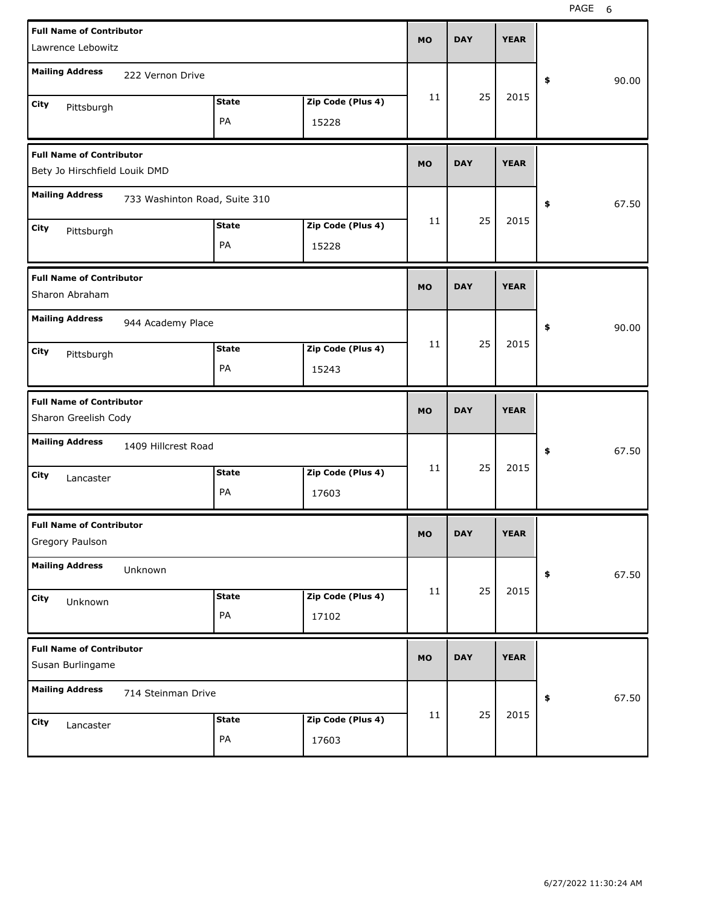| Full Name of Contributor | Mailing Address | City | State | Zip Code (Plus 4) | MO | DAY | YEAR | $ |
|---|---|---|---|---|---|---|---|---|
| Lawrence Lebowitz | 222 Vernon Drive | Pittsburgh | PA | 15228 | 11 | 25 | 2015 | 90.00 |
| Bety Jo Hirschfield Louik DMD | 733 Washinton Road, Suite 310 | Pittsburgh | PA | 15228 | 11 | 25 | 2015 | 67.50 |
| Sharon Abraham | 944 Academy Place | Pittsburgh | PA | 15243 | 11 | 25 | 2015 | 90.00 |
| Sharon Greelish Cody | 1409 Hillcrest Road | Lancaster | PA | 17603 | 11 | 25 | 2015 | 67.50 |
| Gregory Paulson | Unknown | Unknown | PA | 17102 | 11 | 25 | 2015 | 67.50 |
| Susan Burlingame | 714 Steinman Drive | Lancaster | PA | 17603 | 11 | 25 | 2015 | 67.50 |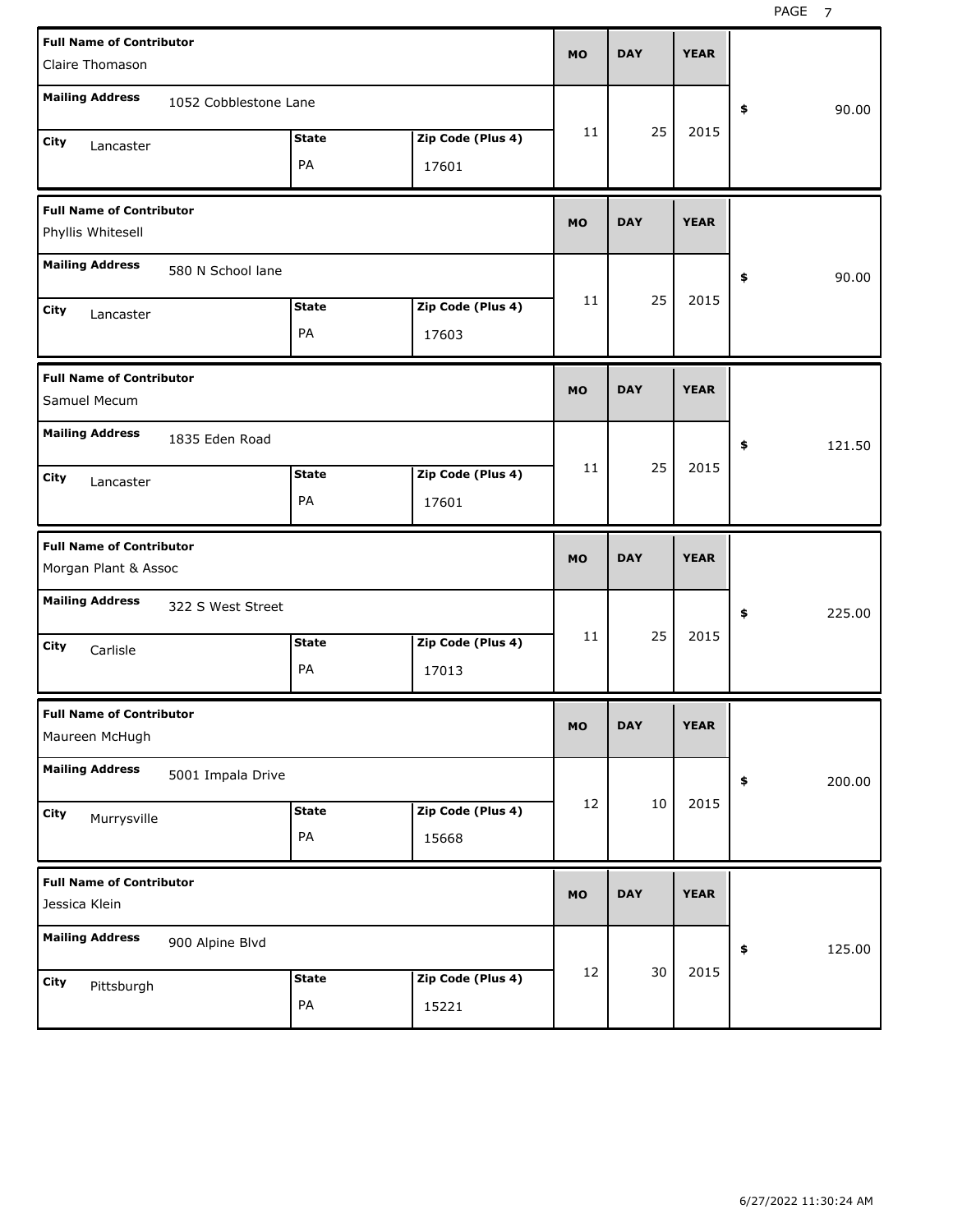| Full Name of Contributor | Mailing Address | City | State | Zip Code (Plus 4) | MO | DAY | YEAR | $ |
|---|---|---|---|---|---|---|---|---|
| Claire Thomason | 1052 Cobblestone Lane | Lancaster | PA | 17601 | 11 | 25 | 2015 | 90.00 |
| Phyllis Whitesell | 580 N School lane | Lancaster | PA | 17603 | 11 | 25 | 2015 | 90.00 |
| Samuel Mecum | 1835 Eden Road | Lancaster | PA | 17601 | 11 | 25 | 2015 | 121.50 |
| Morgan Plant & Assoc | 322 S West Street | Carlisle | PA | 17013 | 11 | 25 | 2015 | 225.00 |
| Maureen McHugh | 5001 Impala Drive | Murrysville | PA | 15668 | 12 | 10 | 2015 | 200.00 |
| Jessica Klein | 900 Alpine Blvd | Pittsburgh | PA | 15221 | 12 | 30 | 2015 | 125.00 |

6/27/2022 11:30:24 AM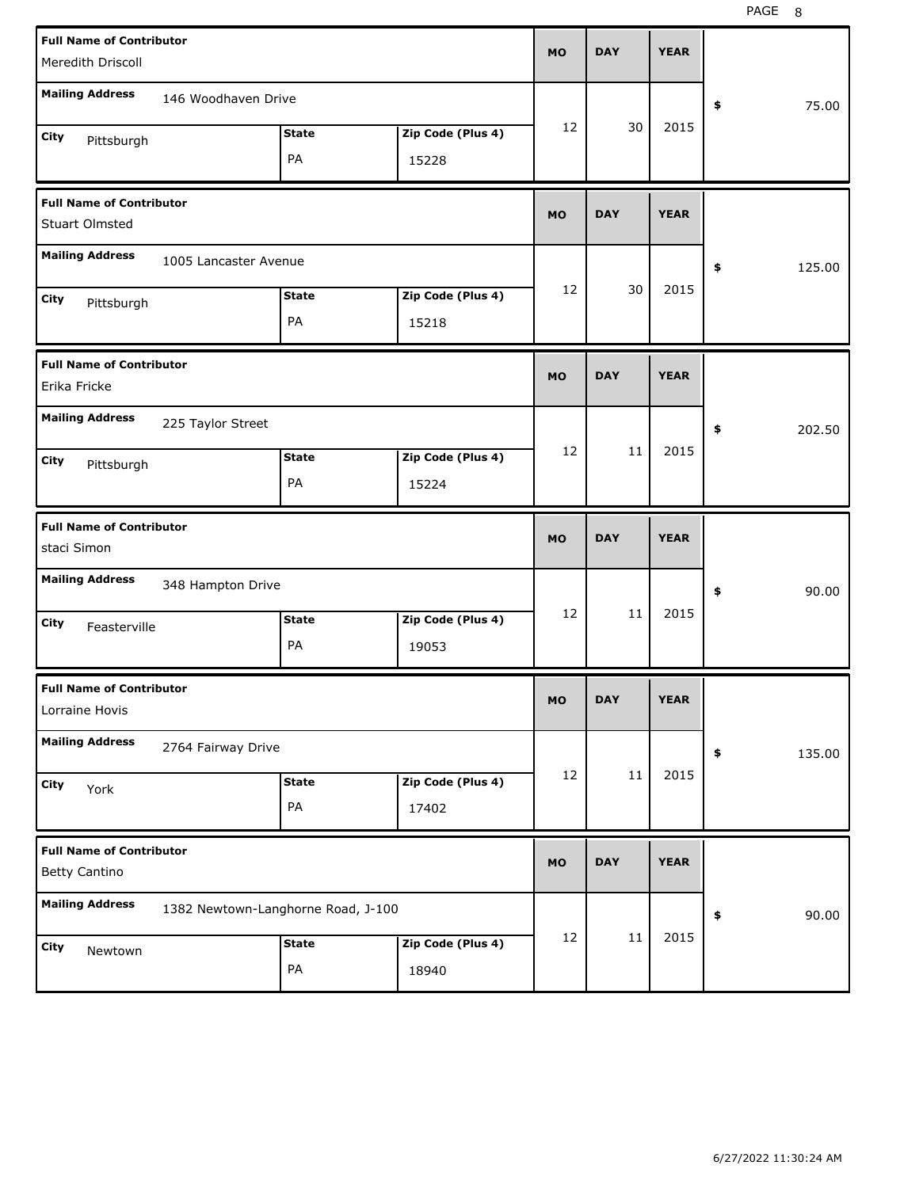| Full Name of Contributor | Mailing Address | City | State | Zip Code (Plus 4) | MO | DAY | YEAR | $ |
|---|---|---|---|---|---|---|---|---|
| Meredith Driscoll | 146 Woodhaven Drive | Pittsburgh | PA | 15228 | 12 | 30 | 2015 | 75.00 |
| Stuart Olmsted | 1005 Lancaster Avenue | Pittsburgh | PA | 15218 | 12 | 30 | 2015 | 125.00 |
| Erika Fricke | 225 Taylor Street | Pittsburgh | PA | 15224 | 12 | 11 | 2015 | 202.50 |
| staci Simon | 348 Hampton Drive | Feasterville | PA | 19053 | 12 | 11 | 2015 | 90.00 |
| Lorraine Hovis | 2764 Fairway Drive | York | PA | 17402 | 12 | 11 | 2015 | 135.00 |
| Betty Cantino | 1382 Newtown-Langhorne Road, J-100 | Newtown | PA | 18940 | 12 | 11 | 2015 | 90.00 |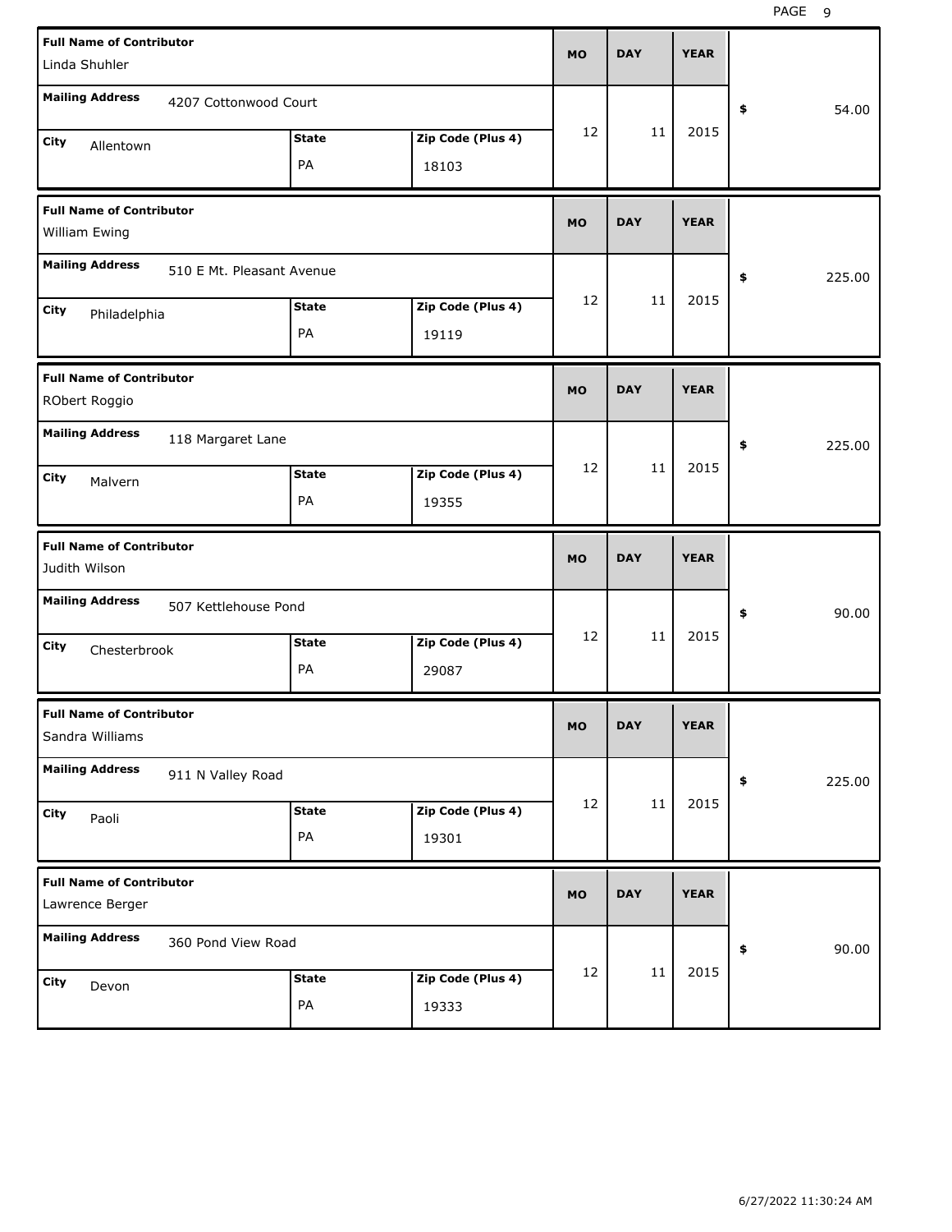| Full Name of Contributor | Mailing Address | City | State | Zip Code (Plus 4) | MO | DAY | YEAR | $ |
|---|---|---|---|---|---|---|---|---|
| Linda Shuhler | 4207 Cottonwood Court | Allentown | PA | 18103 | 12 | 11 | 2015 | 54.00 |
| William Ewing | 510 E Mt. Pleasant Avenue | Philadelphia | PA | 19119 | 12 | 11 | 2015 | 225.00 |
| RObert Roggio | 118 Margaret Lane | Malvern | PA | 19355 | 12 | 11 | 2015 | 225.00 |
| Judith Wilson | 507 Kettlehouse Pond | Chesterbrook | PA | 29087 | 12 | 11 | 2015 | 90.00 |
| Sandra Williams | 911 N Valley Road | Paoli | PA | 19301 | 12 | 11 | 2015 | 225.00 |
| Lawrence Berger | 360 Pond View Road | Devon | PA | 19333 | 12 | 11 | 2015 | 90.00 |

6/27/2022 11:30:24 AM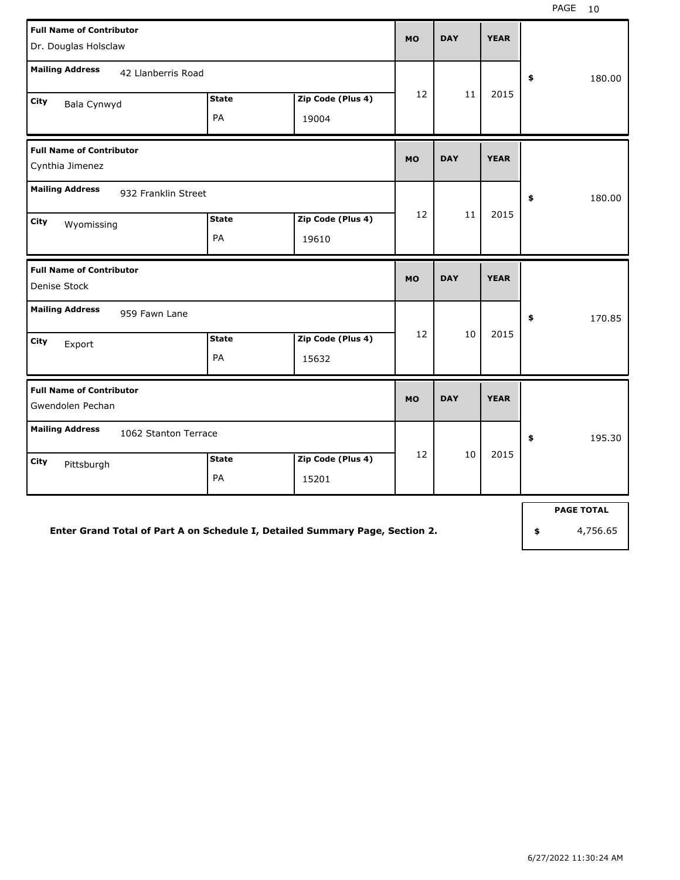| Full Name of Contributor | Mailing Address | City | State | Zip Code (Plus 4) | MO | DAY | YEAR | $ |
|---|---|---|---|---|---|---|---|---|
| Dr. Douglas Holsclaw | 42 Llanberris Road | Bala Cynwyd | PA | 19004 | 12 | 11 | 2015 | 180.00 |
| Cynthia Jimenez | 932 Franklin Street | Wyomissing | PA | 19610 | 12 | 11 | 2015 | 180.00 |
| Denise Stock | 959 Fawn Lane | Export | PA | 15632 | 12 | 10 | 2015 | 170.85 |
| Gwendolen Pechan | 1062 Stanton Terrace | Pittsburgh | PA | 15201 | 12 | 10 | 2015 | 195.30 |

**Enter Grand Total of Part A on Schedule I, Detailed Summary Page, Section 2.**

| PAGE TOTAL |
|---|
| $ 4,756.65 |

6/27/2022 11:30:24 AM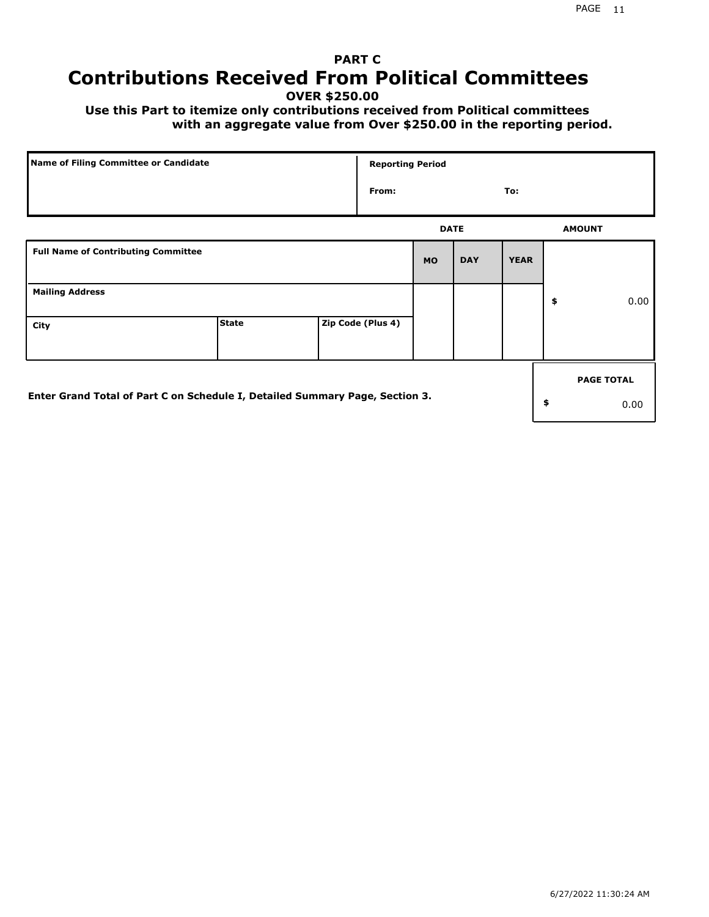## PART C

# Contributions Received From Political Committees

**OVER $250.00**

**Use this Part to itemize only contributions received from Political committees with an aggregate value from Over $250.00 in the reporting period.**

| Name of Filing Committee or Candidate | Reporting Period |
|---|---|
| | From: &nbsp;&nbsp;&nbsp;&nbsp; To: |

| Full Name of Contributing Committee | | | DATE MO | DAY | YEAR | AMOUNT |
|---|---|---|---|---|---|---|
| Mailing Address | | | | | | $ 0.00 |
| City | State | Zip Code (Plus 4) | | | | |

**Enter Grand Total of Part C on Schedule I, Detailed Summary Page, Section 3.**

| PAGE TOTAL |
|---|
| $ 0.00 |

6/27/2022 11:30:24 AM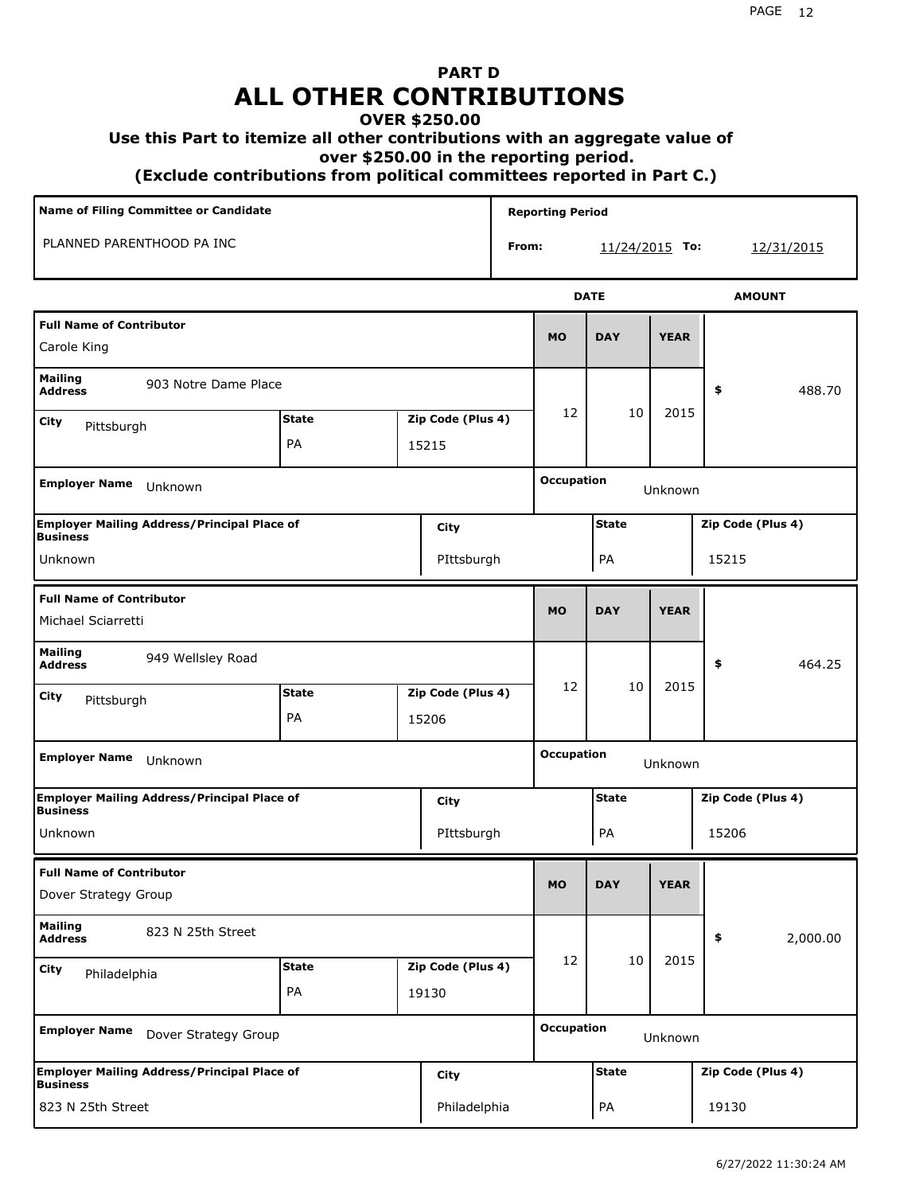# PART D
# ALL OTHER CONTRIBUTIONS
### OVER $250.00
### Use this Part to itemize all other contributions with an aggregate value of over $250.00 in the reporting period.
### (Exclude contributions from political committees reported in Part C.)

| Name of Filing Committee or Candidate | Reporting Period |
|---|---|
| PLANNED PARENTHOOD PA INC | From: 11/24/2015 To: 12/31/2015 |

| Full Name of Contributor | Mailing Address | City | State | Zip Code (Plus 4) | MO | DAY | YEAR | AMOUNT | Employer Name | Occupation | Employer Mailing Address/Principal Place of Business | City | State | Zip Code (Plus 4) |
|---|---|---|---|---|---|---|---|---|---|---|---|---|---|---|
| Carole King | 903 Notre Dame Place | Pittsburgh | PA | 15215 | 12 | 10 | 2015 | $ 488.70 | Unknown | Unknown | Unknown | PIttsburgh | PA | 15215 |
| Michael Sciarretti | 949 Wellsley Road | Pittsburgh | PA | 15206 | 12 | 10 | 2015 | $ 464.25 | Unknown | Unknown | Unknown | PIttsburgh | PA | 15206 |
| Dover Strategy Group | 823 N 25th Street | Philadelphia | PA | 19130 | 12 | 10 | 2015 | $ 2,000.00 | Dover Strategy Group | Unknown | 823 N 25th Street | Philadelphia | PA | 19130 |

6/27/2022 11:30:24 AM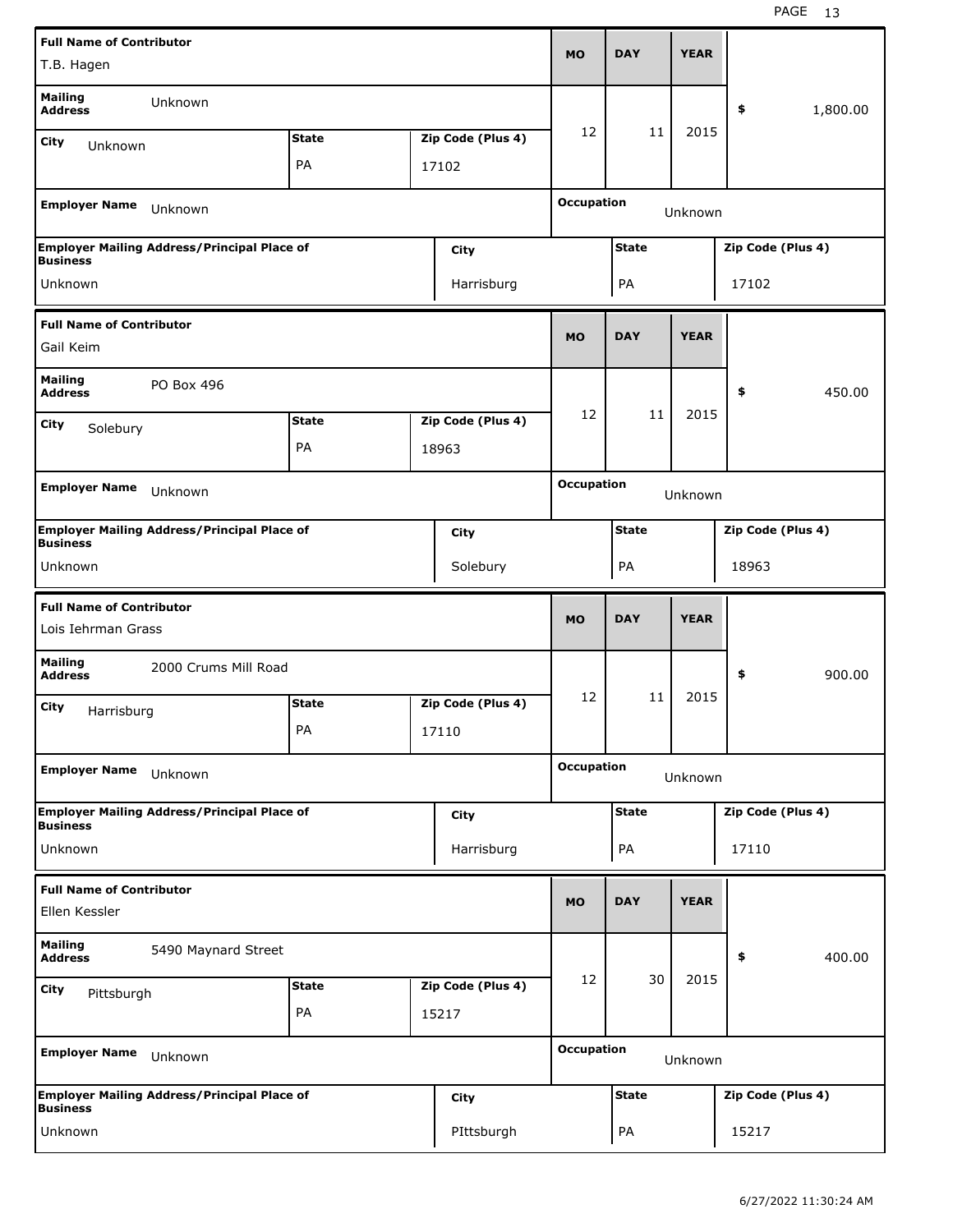| Full Name of Contributor | | | MO | DAY | YEAR | |
|---|---|---|---|---|---|---|
| T.B. Hagen | | | | | | |
| Mailing Address: Unknown | | | 12 | 11 | 2015 | $ 1,800.00 |
| City: Unknown | State: PA | Zip Code (Plus 4): 17102 | | | | |
| Employer Name: Unknown | | | Occupation: Unknown | | | |
| Employer Mailing Address/Principal Place of Business: Unknown | | City: Harrisburg | | State: PA | | Zip Code (Plus 4): 17102 |

| Full Name of Contributor | | | MO | DAY | YEAR | |
|---|---|---|---|---|---|---|
| Gail Keim | | | | | | |
| Mailing Address: PO Box 496 | | | 12 | 11 | 2015 | $ 450.00 |
| City: Solebury | State: PA | Zip Code (Plus 4): 18963 | | | | |
| Employer Name: Unknown | | | Occupation: Unknown | | | |
| Employer Mailing Address/Principal Place of Business: Unknown | | City: Solebury | | State: PA | | Zip Code (Plus 4): 18963 |

| Full Name of Contributor | | | MO | DAY | YEAR | |
|---|---|---|---|---|---|---|
| Lois Iehrman Grass | | | | | | |
| Mailing Address: 2000 Crums Mill Road | | | 12 | 11 | 2015 | $ 900.00 |
| City: Harrisburg | State: PA | Zip Code (Plus 4): 17110 | | | | |
| Employer Name: Unknown | | | Occupation: Unknown | | | |
| Employer Mailing Address/Principal Place of Business: Unknown | | City: Harrisburg | | State: PA | | Zip Code (Plus 4): 17110 |

| Full Name of Contributor | | | MO | DAY | YEAR | |
|---|---|---|---|---|---|---|
| Ellen Kessler | | | | | | |
| Mailing Address: 5490 Maynard Street | | | 12 | 30 | 2015 | $ 400.00 |
| City: Pittsburgh | State: PA | Zip Code (Plus 4): 15217 | | | | |
| Employer Name: Unknown | | | Occupation: Unknown | | | |
| Employer Mailing Address/Principal Place of Business: Unknown | | City: PIttsburgh | | State: PA | | Zip Code (Plus 4): 15217 |

6/27/2022 11:30:24 AM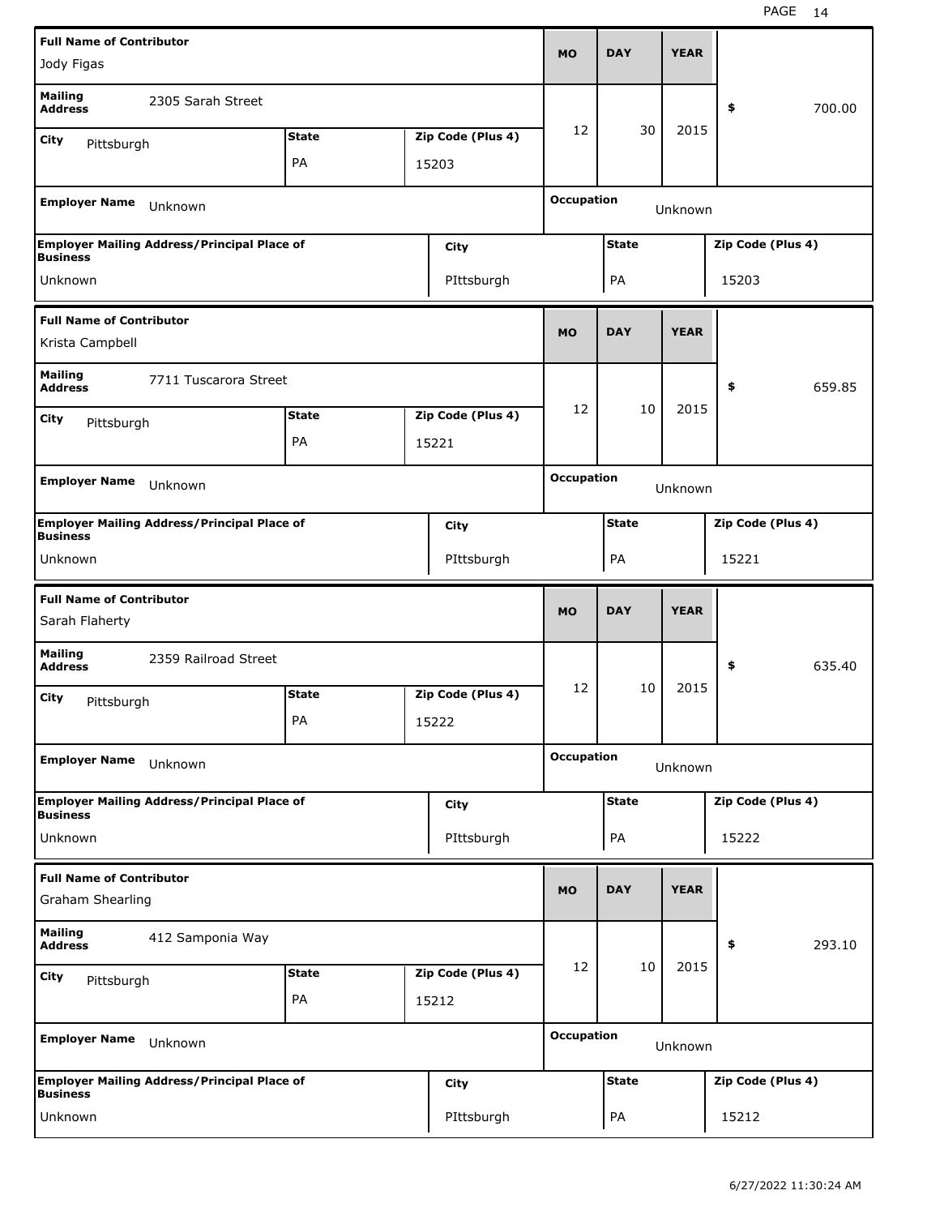| Full Name of Contributor | | | MO | DAY | YEAR | |
|---|---|---|---|---|---|---|
| Jody Figas | | | | | | |
| Mailing Address: 2305 Sarah Street | | | 12 | 30 | 2015 | $ 700.00 |
| City: Pittsburgh | State: PA | Zip Code (Plus 4): 15203 | | | | |
| Employer Name: Unknown | | | Occupation: Unknown | | | |
| Employer Mailing Address/Principal Place of Business: Unknown | | City: PIttsburgh | | State: PA | | Zip Code (Plus 4): 15203 |

| Full Name of Contributor | | | MO | DAY | YEAR | |
|---|---|---|---|---|---|---|
| Krista Campbell | | | | | | |
| Mailing Address: 7711 Tuscarora Street | | | 12 | 10 | 2015 | $ 659.85 |
| City: Pittsburgh | State: PA | Zip Code (Plus 4): 15221 | | | | |
| Employer Name: Unknown | | | Occupation: Unknown | | | |
| Employer Mailing Address/Principal Place of Business: Unknown | | City: PIttsburgh | | State: PA | | Zip Code (Plus 4): 15221 |

| Full Name of Contributor | | | MO | DAY | YEAR | |
|---|---|---|---|---|---|---|
| Sarah Flaherty | | | | | | |
| Mailing Address: 2359 Railroad Street | | | 12 | 10 | 2015 | $ 635.40 |
| City: Pittsburgh | State: PA | Zip Code (Plus 4): 15222 | | | | |
| Employer Name: Unknown | | | Occupation: Unknown | | | |
| Employer Mailing Address/Principal Place of Business: Unknown | | City: PIttsburgh | | State: PA | | Zip Code (Plus 4): 15222 |

| Full Name of Contributor | | | MO | DAY | YEAR | |
|---|---|---|---|---|---|---|
| Graham Shearling | | | | | | |
| Mailing Address: 412 Samponia Way | | | 12 | 10 | 2015 | $ 293.10 |
| City: Pittsburgh | State: PA | Zip Code (Plus 4): 15212 | | | | |
| Employer Name: Unknown | | | Occupation: Unknown | | | |
| Employer Mailing Address/Principal Place of Business: Unknown | | City: PIttsburgh | | State: PA | | Zip Code (Plus 4): 15212 |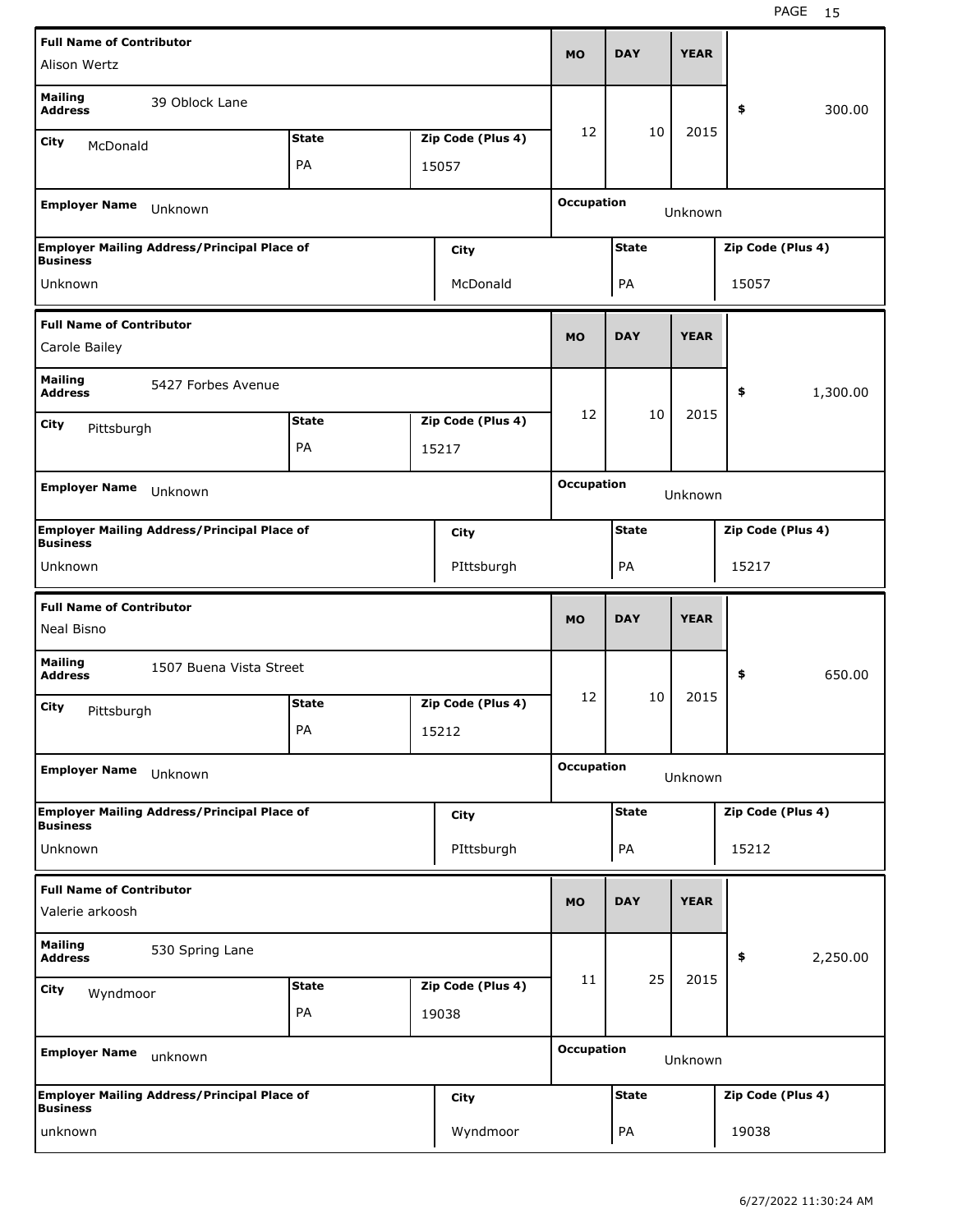| Full Name of Contributor | | | MO | DAY | YEAR | |
|---|---|---|---|---|---|---|
| Alison Wertz | | | | | | |
| Mailing Address: 39 Oblock Lane | | | 12 | 10 | 2015 | $ 300.00 |
| City: McDonald | State: PA | Zip Code (Plus 4): 15057 | | | | |
| Employer Name: Unknown | | | Occupation: Unknown | | | |
| Employer Mailing Address/Principal Place of Business: Unknown | City: McDonald | | State: PA | | Zip Code (Plus 4): 15057 | |

| Full Name of Contributor | | | MO | DAY | YEAR | |
|---|---|---|---|---|---|---|
| Carole Bailey | | | | | | |
| Mailing Address: 5427 Forbes Avenue | | | 12 | 10 | 2015 | $ 1,300.00 |
| City: Pittsburgh | State: PA | Zip Code (Plus 4): 15217 | | | | |
| Employer Name: Unknown | | | Occupation: Unknown | | | |
| Employer Mailing Address/Principal Place of Business: Unknown | City: PIttsburgh | | State: PA | | Zip Code (Plus 4): 15217 | |

| Full Name of Contributor | | | MO | DAY | YEAR | |
|---|---|---|---|---|---|---|
| Neal Bisno | | | | | | |
| Mailing Address: 1507 Buena Vista Street | | | 12 | 10 | 2015 | $ 650.00 |
| City: Pittsburgh | State: PA | Zip Code (Plus 4): 15212 | | | | |
| Employer Name: Unknown | | | Occupation: Unknown | | | |
| Employer Mailing Address/Principal Place of Business: Unknown | City: PIttsburgh | | State: PA | | Zip Code (Plus 4): 15212 | |

| Full Name of Contributor | | | MO | DAY | YEAR | |
|---|---|---|---|---|---|---|
| Valerie arkoosh | | | | | | |
| Mailing Address: 530 Spring Lane | | | 11 | 25 | 2015 | $ 2,250.00 |
| City: Wyndmoor | State: PA | Zip Code (Plus 4): 19038 | | | | |
| Employer Name: unknown | | | Occupation: Unknown | | | |
| Employer Mailing Address/Principal Place of Business: unknown | City: Wyndmoor | | State: PA | | Zip Code (Plus 4): 19038 | |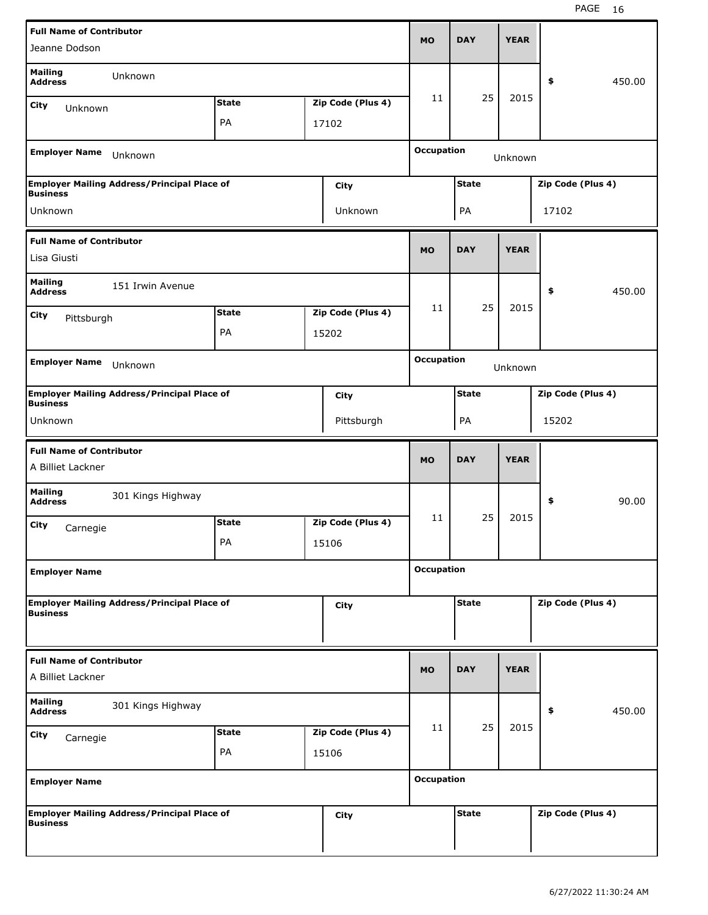| Full Name of Contributor | MO | DAY | YEAR | $ |
|---|---|---|---|---|
| Jeanne Dodson | 11 | 25 | 2015 | 450.00 |

| Mailing Address | City | State | Zip Code (Plus 4) |
|---|---|---|---|
| Unknown | Unknown | PA | 17102 |

| Employer Name | Occupation |
|---|---|
| Unknown | Unknown |

| Employer Mailing Address/Principal Place of Business | City | State | Zip Code (Plus 4) |
|---|---|---|---|
| Unknown | Unknown | PA | 17102 |

| Full Name of Contributor | MO | DAY | YEAR | $ |
|---|---|---|---|---|
| Lisa Giusti | 11 | 25 | 2015 | 450.00 |

| Mailing Address | City | State | Zip Code (Plus 4) |
|---|---|---|---|
| 151 Irwin Avenue | Pittsburgh | PA | 15202 |

| Employer Name | Occupation |
|---|---|
| Unknown | Unknown |

| Employer Mailing Address/Principal Place of Business | City | State | Zip Code (Plus 4) |
|---|---|---|---|
| Unknown | Pittsburgh | PA | 15202 |

| Full Name of Contributor | MO | DAY | YEAR | $ |
|---|---|---|---|---|
| A Billiet Lackner | 11 | 25 | 2015 | 90.00 |

| Mailing Address | City | State | Zip Code (Plus 4) |
|---|---|---|---|
| 301 Kings Highway | Carnegie | PA | 15106 |

| Employer Name | Occupation |
|---|---|
| | |

| Employer Mailing Address/Principal Place of Business | City | State | Zip Code (Plus 4) |
|---|---|---|---|
| | | | |

| Full Name of Contributor | MO | DAY | YEAR | $ |
|---|---|---|---|---|
| A Billiet Lackner | 11 | 25 | 2015 | 450.00 |

| Mailing Address | City | State | Zip Code (Plus 4) |
|---|---|---|---|
| 301 Kings Highway | Carnegie | PA | 15106 |

| Employer Name | Occupation |
|---|---|
| | |

| Employer Mailing Address/Principal Place of Business | City | State | Zip Code (Plus 4) |
|---|---|---|---|
| | | | |

6/27/2022 11:30:24 AM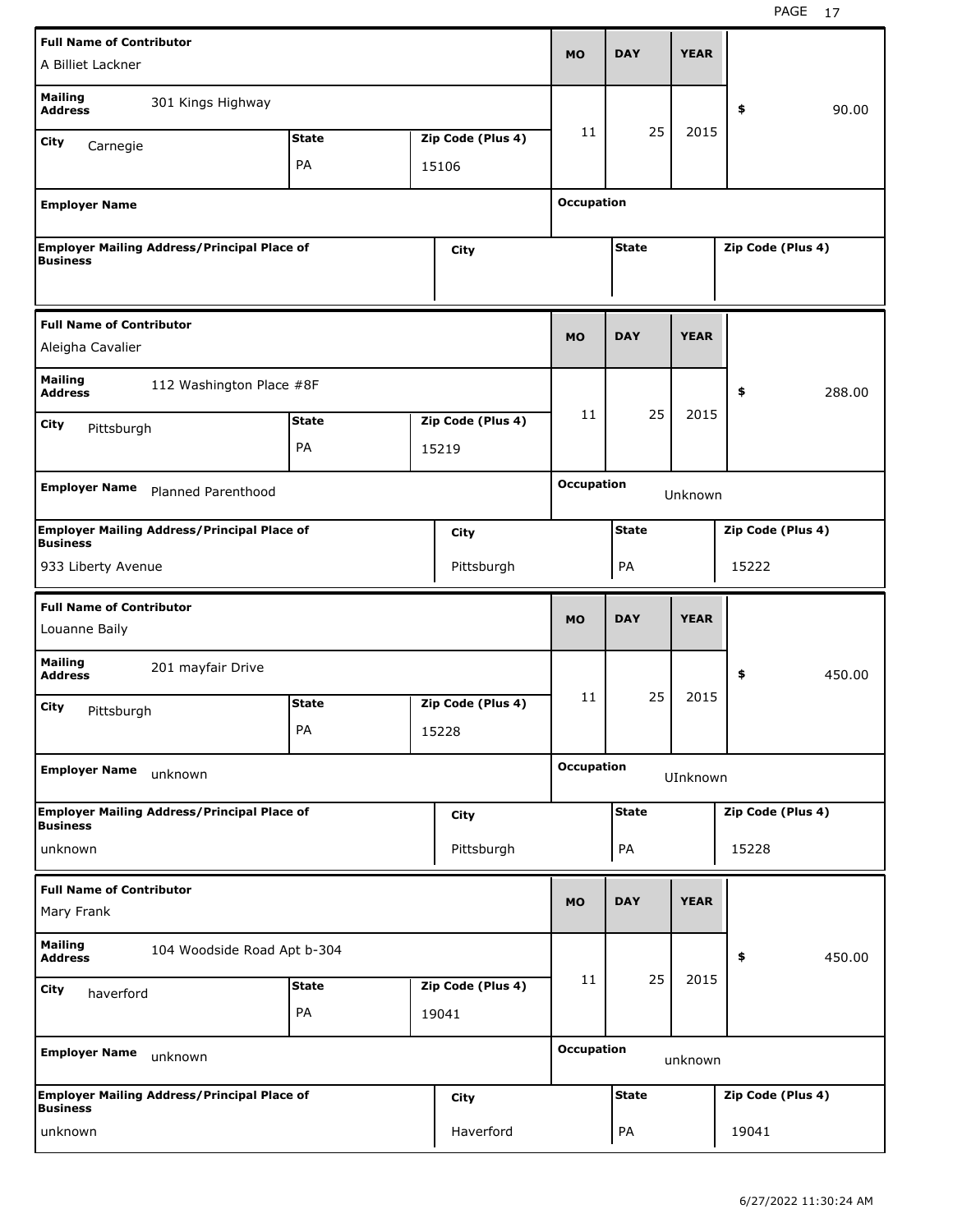| Full Name of Contributor | | | MO | DAY | YEAR | |
|---|---|---|---|---|---|---|
| A Billiet Lackner | | | | | | |
| Mailing Address: 301 Kings Highway | | | 11 | 25 | 2015 | $ 90.00 |
| City: Carnegie | State: PA | Zip Code (Plus 4): 15106 | | | | |
| Employer Name: | | | Occupation: | | | |
| Employer Mailing Address/Principal Place of Business: | City: | | State: | | Zip Code (Plus 4): | |

| Full Name of Contributor | | | MO | DAY | YEAR | |
|---|---|---|---|---|---|---|
| Aleigha Cavalier | | | | | | |
| Mailing Address: 112 Washington Place #8F | | | 11 | 25 | 2015 | $ 288.00 |
| City: Pittsburgh | State: PA | Zip Code (Plus 4): 15219 | | | | |
| Employer Name: Planned Parenthood | | | Occupation: Unknown | | | |
| Employer Mailing Address/Principal Place of Business: 933 Liberty Avenue | City: Pittsburgh | | State: PA | | Zip Code (Plus 4): 15222 | |

| Full Name of Contributor | | | MO | DAY | YEAR | |
|---|---|---|---|---|---|---|
| Louanne Baily | | | | | | |
| Mailing Address: 201 mayfair Drive | | | 11 | 25 | 2015 | $ 450.00 |
| City: Pittsburgh | State: PA | Zip Code (Plus 4): 15228 | | | | |
| Employer Name: unknown | | | Occupation: UInknown | | | |
| Employer Mailing Address/Principal Place of Business: unknown | City: Pittsburgh | | State: PA | | Zip Code (Plus 4): 15228 | |

| Full Name of Contributor | | | MO | DAY | YEAR | |
|---|---|---|---|---|---|---|
| Mary Frank | | | | | | |
| Mailing Address: 104 Woodside Road Apt b-304 | | | 11 | 25 | 2015 | $ 450.00 |
| City: haverford | State: PA | Zip Code (Plus 4): 19041 | | | | |
| Employer Name: unknown | | | Occupation: unknown | | | |
| Employer Mailing Address/Principal Place of Business: unknown | City: Haverford | | State: PA | | Zip Code (Plus 4): 19041 | |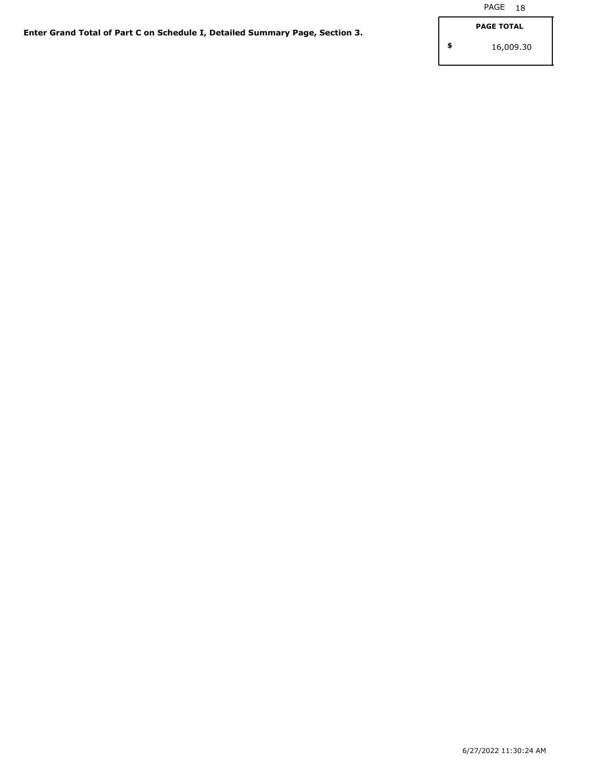**Enter Grand Total of Part C on Schedule I, Detailed Summary Page, Section 3.**

| PAGE TOTAL |
| --- |
| $ 16,009.30 |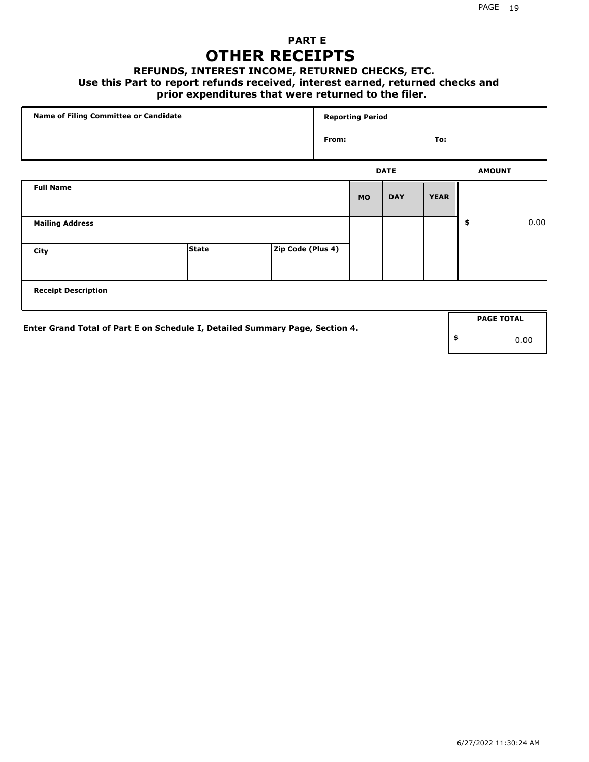# PART E

# OTHER RECEIPTS

### REFUNDS, INTEREST INCOME, RETURNED CHECKS, ETC.

**Use this Part to report refunds received, interest earned, returned checks and prior expenditures that were returned to the filer.**

| Name of Filing Committee or Candidate | Reporting Period | |
|---|---|---|
| | From: | To: |

| Full Name | | | DATE MO | DAY | YEAR | AMOUNT |
|---|---|---|---|---|---|---|
| Mailing Address | | | | | | $ 0.00 |
| City | State | Zip Code (Plus 4) | | | | |
| Receipt Description | | | | | | |

**Enter Grand Total of Part E on Schedule I, Detailed Summary Page, Section 4.**

| PAGE TOTAL |
|---|
| $ 0.00 |

6/27/2022 11:30:24 AM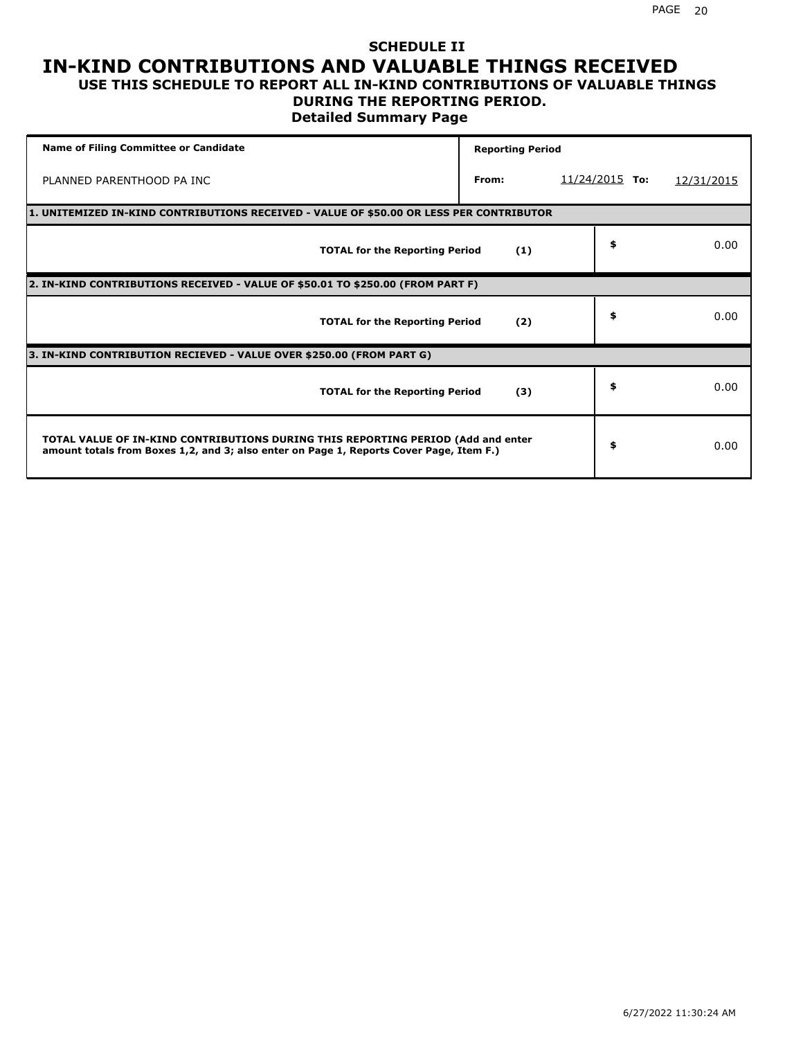# SCHEDULE II

# IN-KIND CONTRIBUTIONS AND VALUABLE THINGS RECEIVED

## USE THIS SCHEDULE TO REPORT ALL IN-KIND CONTRIBUTIONS OF VALUABLE THINGS DURING THE REPORTING PERIOD.

### Detailed Summary Page

| Name of Filing Committee or Candidate | Reporting Period | | | |
|---|---|---|---|---|
| PLANNED PARENTHOOD PA INC | From: | 11/24/2015 | To: | 12/31/2015 |

**1. UNITEMIZED IN-KIND CONTRIBUTIONS RECEIVED - VALUE OF $50.00 OR LESS PER CONTRIBUTOR**

| | | |
|---|---|---|
| **TOTAL for the Reporting Period** | **(1)** | $ 0.00 |

**2. IN-KIND CONTRIBUTIONS RECEIVED - VALUE OF $50.01 TO $250.00 (FROM PART F)**

| | | |
|---|---|---|
| **TOTAL for the Reporting Period** | **(2)** | $ 0.00 |

**3. IN-KIND CONTRIBUTION RECIEVED - VALUE OVER $250.00 (FROM PART G)**

| | | |
|---|---|---|
| **TOTAL for the Reporting Period** | **(3)** | $ 0.00 |

| | |
|---|---|
| **TOTAL VALUE OF IN-KIND CONTRIBUTIONS DURING THIS REPORTING PERIOD (Add and enter amount totals from Boxes 1,2, and 3; also enter on Page 1, Reports Cover Page, Item F.)** | $ 0.00 |

6/27/2022 11:30:24 AM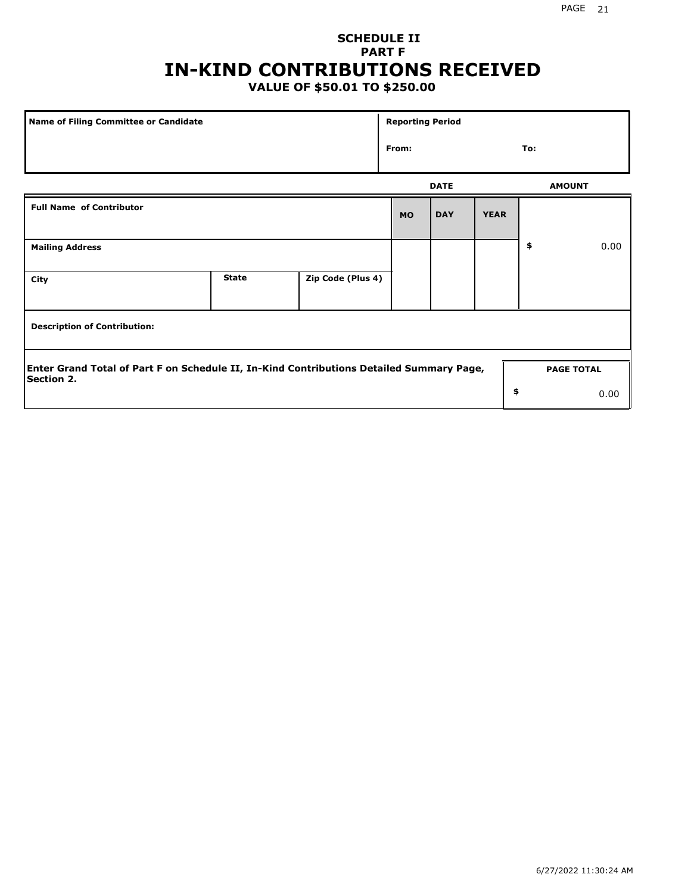**SCHEDULE II**
**PART F**

# IN-KIND CONTRIBUTIONS RECEIVED

**VALUE OF $50.01 TO $250.00**

| Name of Filing Committee or Candidate | Reporting Period | |
|---|---|---|
| | From: | To: |

| Full Name of Contributor | | | DATE | | | AMOUNT |
|---|---|---|---|---|---|---|
| | | | MO | DAY | YEAR | |
| Mailing Address | | | | | | $ 0.00 |
| City | State | Zip Code (Plus 4) | | | | |
| Description of Contribution: | | | | | | |

| Enter Grand Total of Part F on Schedule II, In-Kind Contributions Detailed Summary Page, Section 2. | PAGE TOTAL |
|---|---|
| | $ 0.00 |

6/27/2022 11:30:24 AM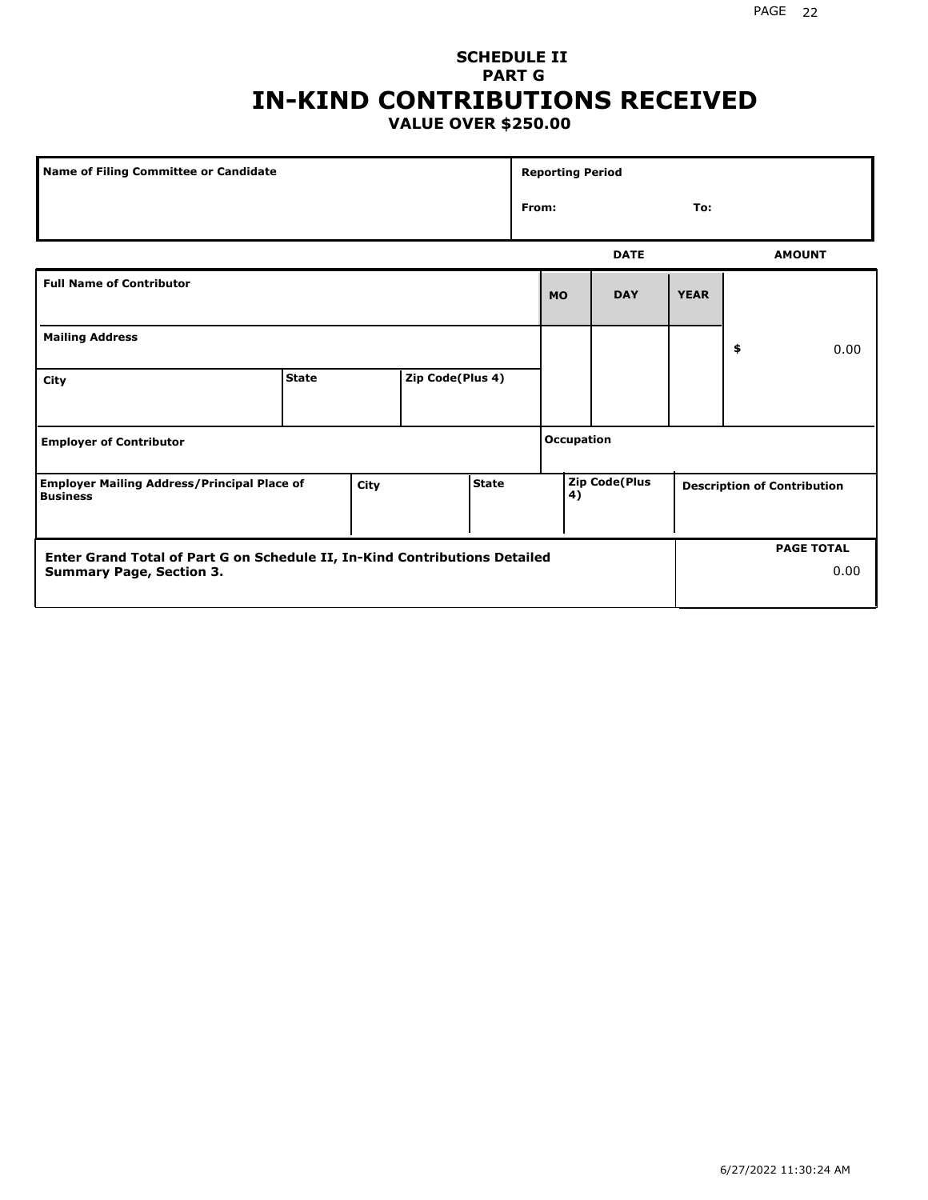**SCHEDULE II**
**PART G**

# IN-KIND CONTRIBUTIONS RECEIVED

**VALUE OVER $250.00**

| Name of Filing Committee or Candidate | Reporting Period |
| --- | --- |
| | From: To: |

| Full Name of Contributor | | | | DATE MO | DATE DAY | DATE YEAR | AMOUNT |
| --- | --- | --- | --- | --- | --- | --- | --- |
| Mailing Address | | | | | | | $ 0.00 |
| City | State | Zip Code(Plus 4) | | | | | |
| Employer of Contributor | | | | Occupation | | | |
| Employer Mailing Address/Principal Place of Business | City | State | | Zip Code(Plus 4) | | Description of Contribution | |

| Enter Grand Total of Part G on Schedule II, In-Kind Contributions Detailed Summary Page, Section 3. | PAGE TOTAL |
| --- | --- |
| | 0.00 |

6/27/2022 11:30:24 AM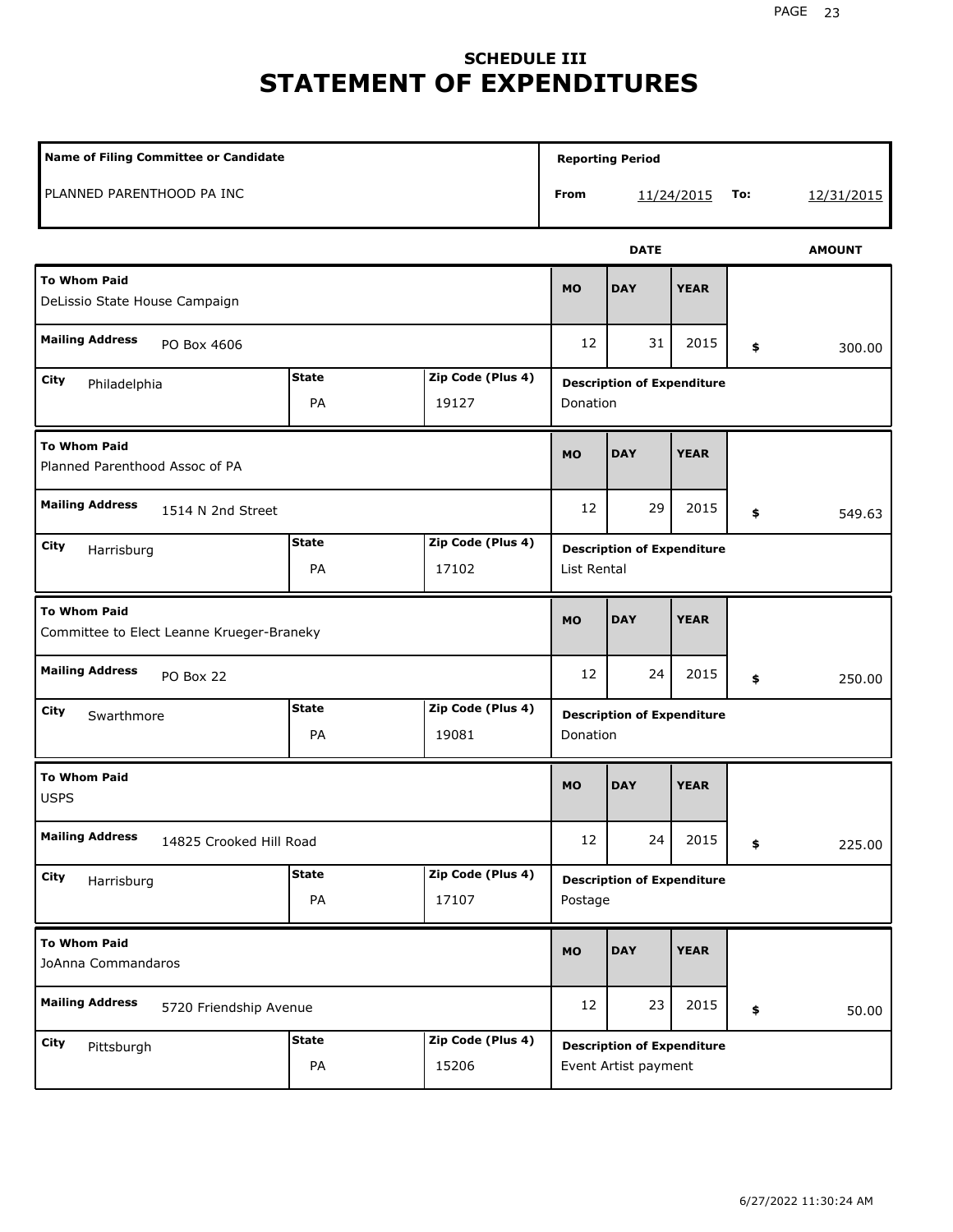## SCHEDULE III
# STATEMENT OF EXPENDITURES

| Name of Filing Committee or Candidate | Reporting Period |
|---|---|
| PLANNED PARENTHOOD PA INC | From 11/24/2015 To: 12/31/2015 |

| To Whom Paid | Mailing Address | City | State | Zip Code (Plus 4) | MO | DAY | YEAR | AMOUNT | Description of Expenditure |
|---|---|---|---|---|---|---|---|---|---|
| DeLissio State House Campaign | PO Box 4606 | Philadelphia | PA | 19127 | 12 | 31 | 2015 | $ 300.00 | Donation |
| Planned Parenthood Assoc of PA | 1514 N 2nd Street | Harrisburg | PA | 17102 | 12 | 29 | 2015 | $ 549.63 | List Rental |
| Committee to Elect Leanne Krueger-Braneky | PO Box 22 | Swarthmore | PA | 19081 | 12 | 24 | 2015 | $ 250.00 | Donation |
| USPS | 14825 Crooked Hill Road | Harrisburg | PA | 17107 | 12 | 24 | 2015 | $ 225.00 | Postage |
| JoAnna Commandaros | 5720 Friendship Avenue | Pittsburgh | PA | 15206 | 12 | 23 | 2015 | $ 50.00 | Event Artist payment |

6/27/2022 11:30:24 AM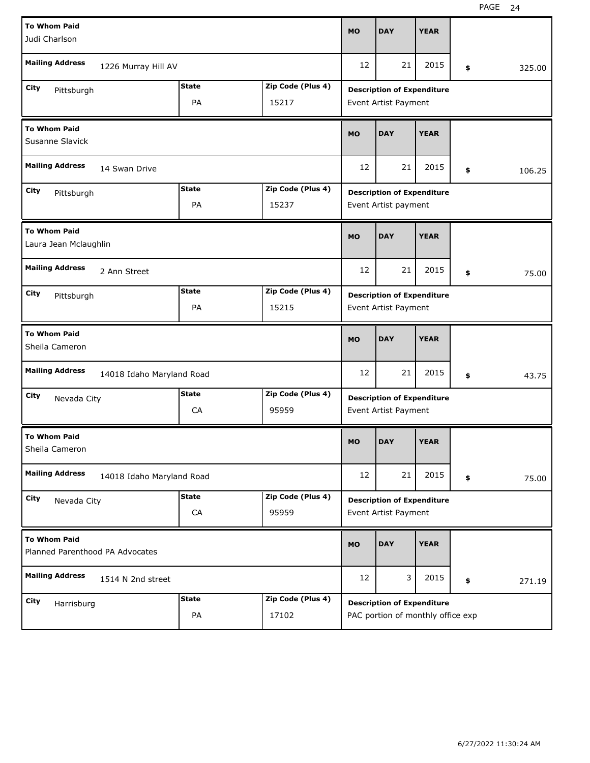| To Whom Paid | Mailing Address | City | State | Zip Code (Plus 4) | MO | DAY | YEAR | Amount | Description of Expenditure |
|---|---|---|---|---|---|---|---|---|---|
| Judi Charlson | 1226 Murray Hill AV | Pittsburgh | PA | 15217 | 12 | 21 | 2015 | $ 325.00 | Event Artist Payment |
| Susanne Slavick | 14 Swan Drive | Pittsburgh | PA | 15237 | 12 | 21 | 2015 | $ 106.25 | Event Artist payment |
| Laura Jean Mclaughlin | 2 Ann Street | Pittsburgh | PA | 15215 | 12 | 21 | 2015 | $ 75.00 | Event Artist Payment |
| Sheila Cameron | 14018 Idaho Maryland Road | Nevada City | CA | 95959 | 12 | 21 | 2015 | $ 43.75 | Event Artist Payment |
| Sheila Cameron | 14018 Idaho Maryland Road | Nevada City | CA | 95959 | 12 | 21 | 2015 | $ 75.00 | Event Artist Payment |
| Planned Parenthood PA Advocates | 1514 N 2nd street | Harrisburg | PA | 17102 | 12 | 3 | 2015 | $ 271.19 | PAC portion of monthly office exp |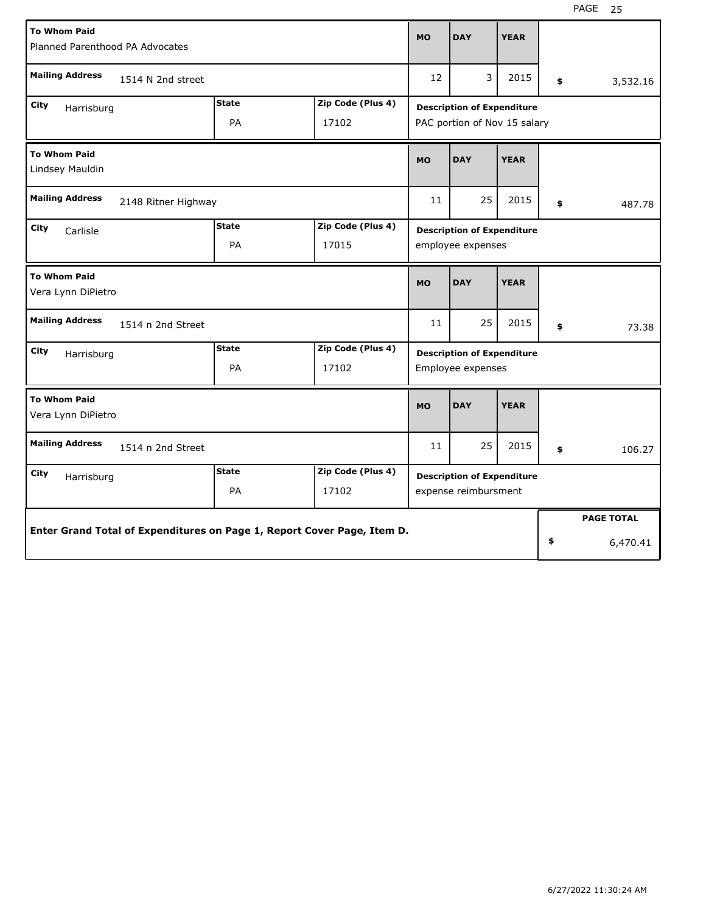| To Whom Paid | | | MO | DAY | YEAR | |
|---|---|---|---|---|---|---|
| Planned Parenthood PA Advocates | | | | | | |
| **Mailing Address** 1514 N 2nd street | | | 12 | 3 | 2015 | $ 3,532.16 |
| **City** Harrisburg | **State** PA | **Zip Code (Plus 4)** 17102 | **Description of Expenditure** PAC portion of Nov 15 salary | | | |

| To Whom Paid | | | MO | DAY | YEAR | |
|---|---|---|---|---|---|---|
| Lindsey Mauldin | | | | | | |
| **Mailing Address** 2148 Ritner Highway | | | 11 | 25 | 2015 | $ 487.78 |
| **City** Carlisle | **State** PA | **Zip Code (Plus 4)** 17015 | **Description of Expenditure** employee expenses | | | |

| To Whom Paid | | | MO | DAY | YEAR | |
|---|---|---|---|---|---|---|
| Vera Lynn DiPietro | | | | | | |
| **Mailing Address** 1514 n 2nd Street | | | 11 | 25 | 2015 | $ 73.38 |
| **City** Harrisburg | **State** PA | **Zip Code (Plus 4)** 17102 | **Description of Expenditure** Employee expenses | | | |

| To Whom Paid | | | MO | DAY | YEAR | |
|---|---|---|---|---|---|---|
| Vera Lynn DiPietro | | | | | | |
| **Mailing Address** 1514 n 2nd Street | | | 11 | 25 | 2015 | $ 106.27 |
| **City** Harrisburg | **State** PA | **Zip Code (Plus 4)** 17102 | **Description of Expenditure** expense reimbursment | | | |

| Enter Grand Total of Expenditures on Page 1, Report Cover Page, Item D. | PAGE TOTAL |
|---|---|
| | $ 6,470.41 |

6/27/2022 11:30:24 AM